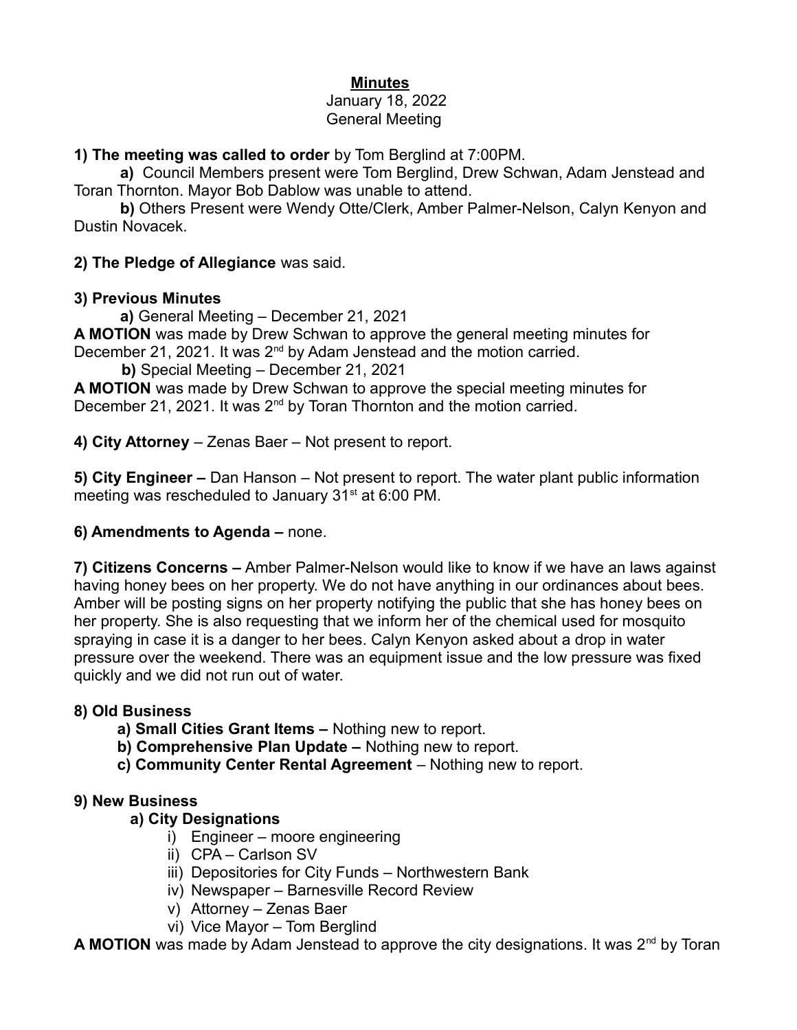**Minutes**

January 18, 2022

General Meeting

**1) The meeting was called to order** by Tom Berglind at 7:00PM.

**a)** Council Members present were Tom Berglind, Drew Schwan, Adam Jenstead and Toran Thornton. Mayor Bob Dablow was unable to attend.

**b)** Others Present were Wendy Otte/Clerk, Amber Palmer-Nelson, Calyn Kenyon and Dustin Novacek.

**2) The Pledge of Allegiance** was said.

**3) Previous Minutes**

**a)** General Meeting – December 21, 2021

**A MOTION** was made by Drew Schwan to approve the general meeting minutes for December 21, 2021. It was 2nd by Adam Jenstead and the motion carried.

**b)** Special Meeting – December 21, 2021

**A MOTION** was made by Drew Schwan to approve the special meeting minutes for December 21, 2021. It was 2nd by Toran Thornton and the motion carried.

**4) City Attorney** – Zenas Baer – Not present to report.

**5) City Engineer –** Dan Hanson – Not present to report. The water plant public information meeting was rescheduled to January 31st at 6:00 PM.

**6) Amendments to Agenda –** none.

**7) Citizens Concerns –** Amber Palmer-Nelson would like to know if we have an laws against having honey bees on her property. We do not have anything in our ordinances about bees. Amber will be posting signs on her property notifying the public that she has honey bees on her property. She is also requesting that we inform her of the chemical used for mosquito spraying in case it is a danger to her bees. Calyn Kenyon asked about a drop in water pressure over the weekend. There was an equipment issue and the low pressure was fixed quickly and we did not run out of water.

**8) Old Business**

**a) Small Cities Grant Items –** Nothing new to report.

**b) Comprehensive Plan Update –** Nothing new to report.

**c) Community Center Rental Agreement** – Nothing new to report.

**9) New Business**

**a) City Designations**

i) Engineer – moore engineering

ii) CPA – Carlson SV

iii) Depositories for City Funds – Northwestern Bank

iv) Newspaper – Barnesville Record Review

v) Attorney – Zenas Baer

vi) Vice Mayor – Tom Berglind

**A MOTION** was made by Adam Jenstead to approve the city designations. It was 2nd by Toran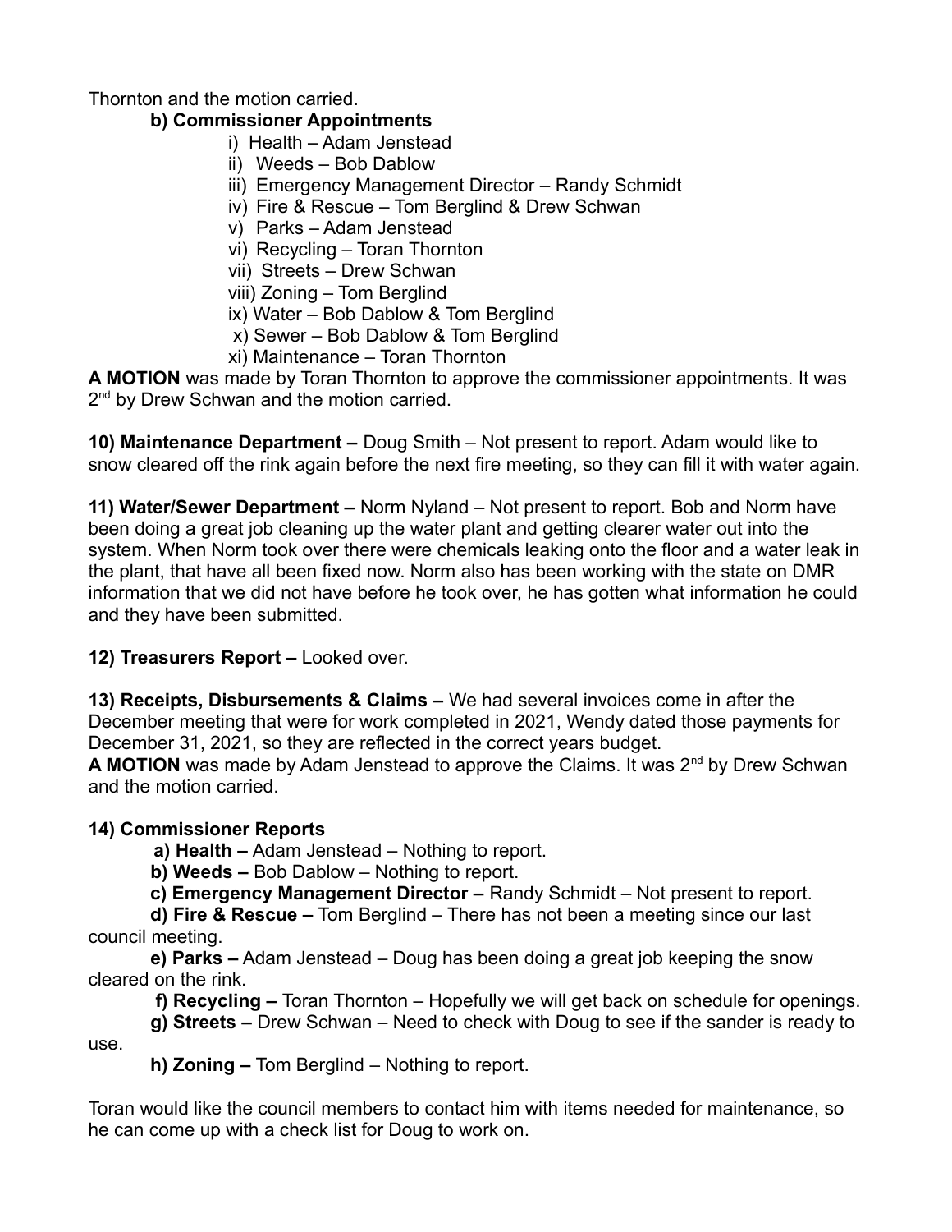Thornton and the motion carried.

**b) Commissioner Appointments**

i) Health – Adam Jenstead
ii) Weeds – Bob Dablow
iii) Emergency Management Director – Randy Schmidt
iv) Fire & Rescue – Tom Berglind & Drew Schwan
v) Parks – Adam Jenstead
vi) Recycling – Toran Thornton
vii) Streets – Drew Schwan
viii) Zoning – Tom Berglind
ix) Water – Bob Dablow & Tom Berglind
x) Sewer – Bob Dablow & Tom Berglind
xi) Maintenance – Toran Thornton

**A MOTION** was made by Toran Thornton to approve the commissioner appointments. It was 2nd by Drew Schwan and the motion carried.

**10) Maintenance Department –** Doug Smith – Not present to report. Adam would like to snow cleared off the rink again before the next fire meeting, so they can fill it with water again.

**11) Water/Sewer Department –** Norm Nyland – Not present to report. Bob and Norm have been doing a great job cleaning up the water plant and getting clearer water out into the system. When Norm took over there were chemicals leaking onto the floor and a water leak in the plant, that have all been fixed now. Norm also has been working with the state on DMR information that we did not have before he took over, he has gotten what information he could and they have been submitted.

**12) Treasurers Report –** Looked over.

**13) Receipts, Disbursements & Claims –** We had several invoices come in after the December meeting that were for work completed in 2021, Wendy dated those payments for December 31, 2021, so they are reflected in the correct years budget.
**A MOTION** was made by Adam Jenstead to approve the Claims. It was 2nd by Drew Schwan and the motion carried.

**14) Commissioner Reports**

**a) Health –** Adam Jenstead – Nothing to report.

**b) Weeds –** Bob Dablow – Nothing to report.

**c) Emergency Management Director –** Randy Schmidt – Not present to report.

**d) Fire & Rescue –** Tom Berglind – There has not been a meeting since our last council meeting.

**e) Parks –** Adam Jenstead – Doug has been doing a great job keeping the snow cleared on the rink.

**f) Recycling –** Toran Thornton – Hopefully we will get back on schedule for openings.

**g) Streets –** Drew Schwan – Need to check with Doug to see if the sander is ready to use.

**h) Zoning –** Tom Berglind – Nothing to report.

Toran would like the council members to contact him with items needed for maintenance, so he can come up with a check list for Doug to work on.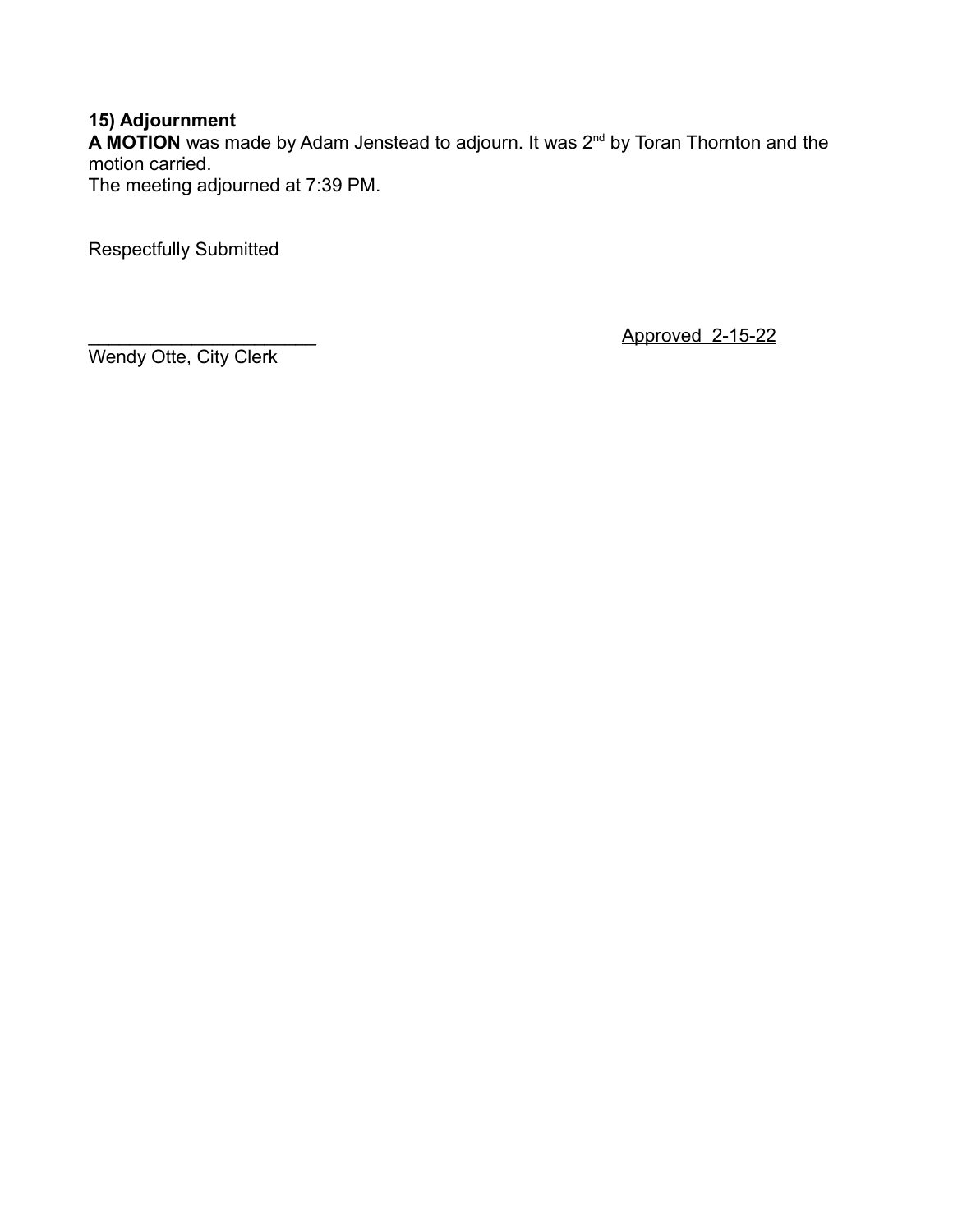**15) Adjournment**

**A MOTION** was made by Adam Jenstead to adjourn. It was 2nd by Toran Thornton and the motion carried.

The meeting adjourned at 7:39 PM.

Respectfully Submitted

______________________ Approved 2-15-22

Wendy Otte, City Clerk